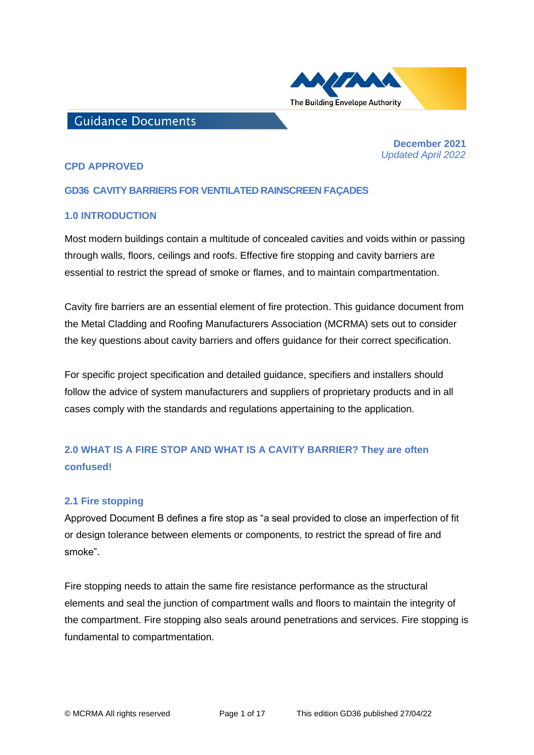The Building Envelope Authority

Guidance Documents

**December 2021**
*Updated April 2022*

**CPD APPROVED**

# GD36 CAVITY BARRIERS FOR VENTILATED RAINSCREEN FAÇADES

## 1.0 INTRODUCTION

Most modern buildings contain a multitude of concealed cavities and voids within or passing through walls, floors, ceilings and roofs. Effective fire stopping and cavity barriers are essential to restrict the spread of smoke or flames, and to maintain compartmentation.

Cavity fire barriers are an essential element of fire protection. This guidance document from the Metal Cladding and Roofing Manufacturers Association (MCRMA) sets out to consider the key questions about cavity barriers and offers guidance for their correct specification.

For specific project specification and detailed guidance, specifiers and installers should follow the advice of system manufacturers and suppliers of proprietary products and in all cases comply with the standards and regulations appertaining to the application.

## 2.0 WHAT IS A FIRE STOP AND WHAT IS A CAVITY BARRIER? They are often confused!

### 2.1 Fire stopping

Approved Document B defines a fire stop as "a seal provided to close an imperfection of fit or design tolerance between elements or components, to restrict the spread of fire and smoke".

Fire stopping needs to attain the same fire resistance performance as the structural elements and seal the junction of compartment walls and floors to maintain the integrity of the compartment. Fire stopping also seals around penetrations and services. Fire stopping is fundamental to compartmentation.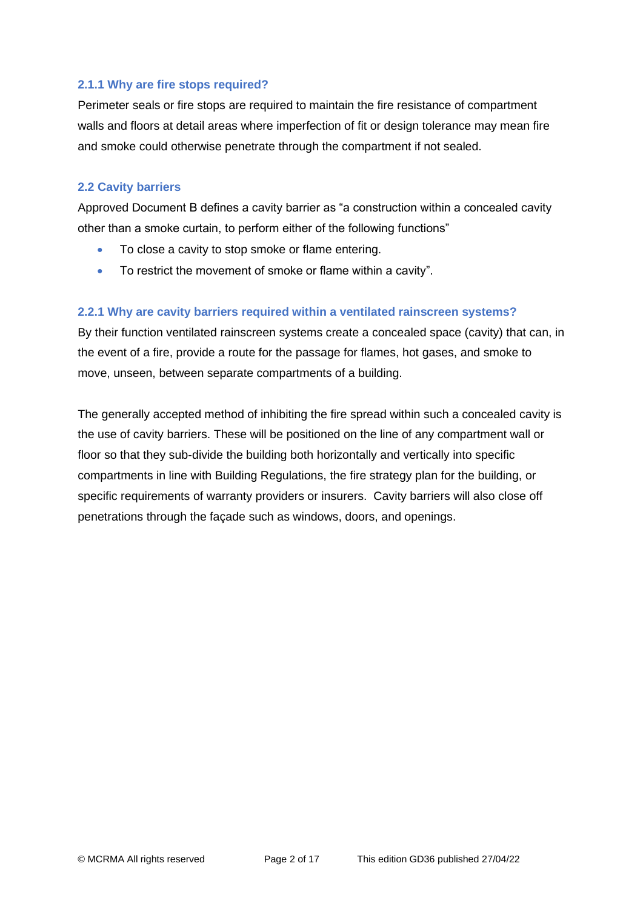### 2.1.1 Why are fire stops required?

Perimeter seals or fire stops are required to maintain the fire resistance of compartment walls and floors at detail areas where imperfection of fit or design tolerance may mean fire and smoke could otherwise penetrate through the compartment if not sealed.

## 2.2 Cavity barriers

Approved Document B defines a cavity barrier as "a construction within a concealed cavity other than a smoke curtain, to perform either of the following functions"

- To close a cavity to stop smoke or flame entering.
- To restrict the movement of smoke or flame within a cavity".

### 2.2.1 Why are cavity barriers required within a ventilated rainscreen systems?

By their function ventilated rainscreen systems create a concealed space (cavity) that can, in the event of a fire, provide a route for the passage for flames, hot gases, and smoke to move, unseen, between separate compartments of a building.

The generally accepted method of inhibiting the fire spread within such a concealed cavity is the use of cavity barriers. These will be positioned on the line of any compartment wall or floor so that they sub-divide the building both horizontally and vertically into specific compartments in line with Building Regulations, the fire strategy plan for the building, or specific requirements of warranty providers or insurers. Cavity barriers will also close off penetrations through the façade such as windows, doors, and openings.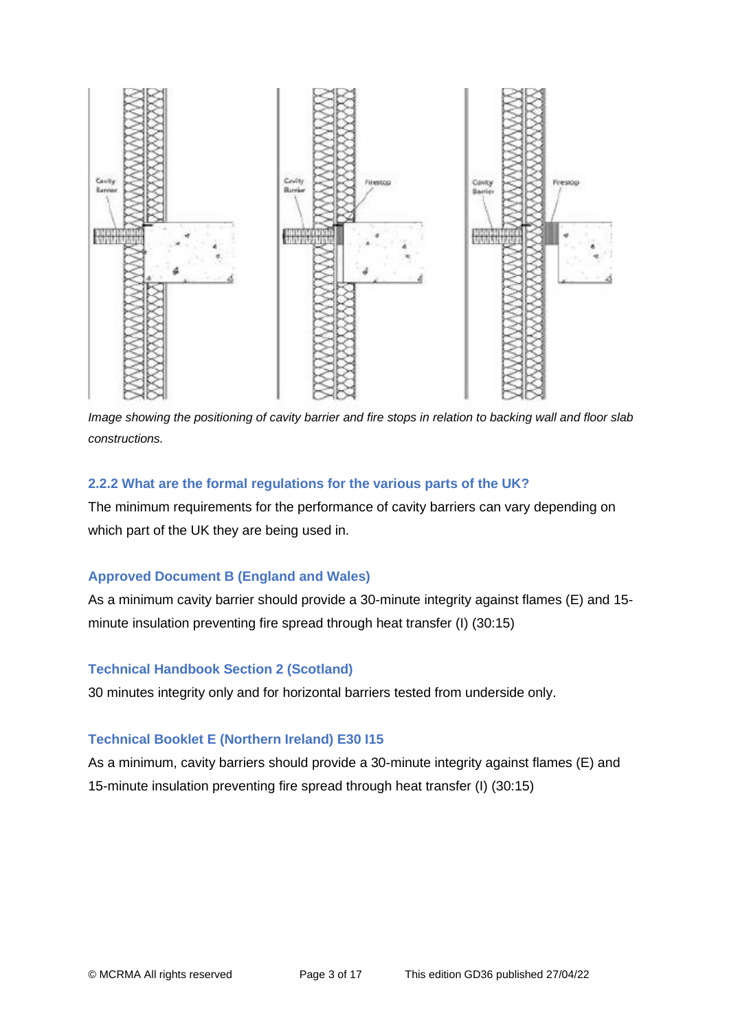*Image showing the positioning of cavity barrier and fire stops in relation to backing wall and floor slab constructions.*

### 2.2.2 What are the formal regulations for the various parts of the UK?

The minimum requirements for the performance of cavity barriers can vary depending on which part of the UK they are being used in.

#### Approved Document B (England and Wales)

As a minimum cavity barrier should provide a 30-minute integrity against flames (E) and 15-minute insulation preventing fire spread through heat transfer (I) (30:15)

#### Technical Handbook Section 2 (Scotland)

30 minutes integrity only and for horizontal barriers tested from underside only.

#### Technical Booklet E (Northern Ireland) E30 I15

As a minimum, cavity barriers should provide a 30-minute integrity against flames (E) and 15-minute insulation preventing fire spread through heat transfer (I) (30:15)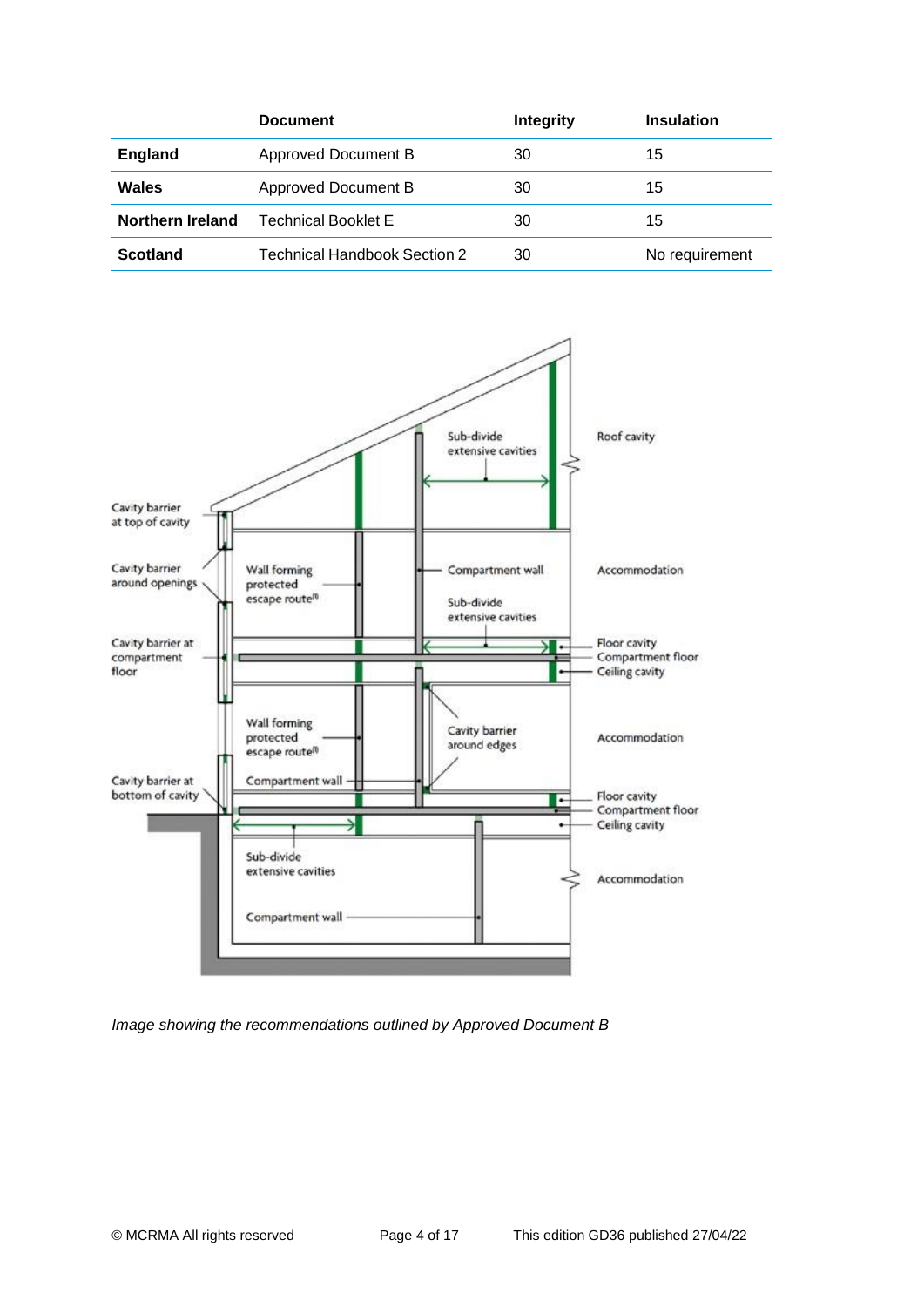| | Document | Integrity | Insulation |
|---|---|---|---|
| **England** | Approved Document B | 30 | 15 |
| **Wales** | Approved Document B | 30 | 15 |
| **Northern Ireland** | Technical Booklet E | 30 | 15 |
| **Scotland** | Technical Handbook Section 2 | 30 | No requirement |

*Image showing the recommendations outlined by Approved Document B*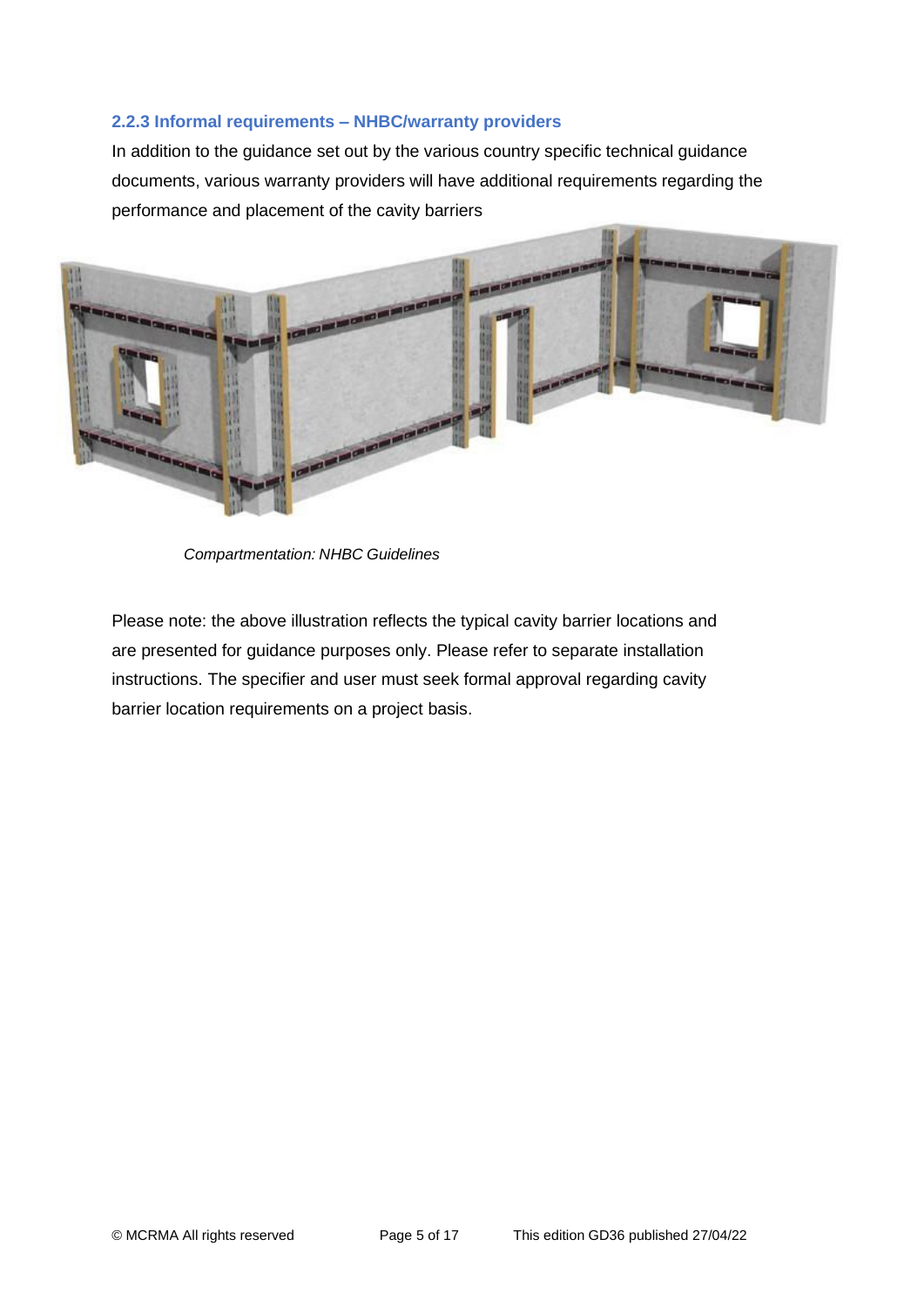### 2.2.3 Informal requirements – NHBC/warranty providers

In addition to the guidance set out by the various country specific technical guidance documents, various warranty providers will have additional requirements regarding the performance and placement of the cavity barriers

*Compartmentation: NHBC Guidelines*

Please note: the above illustration reflects the typical cavity barrier locations and are presented for guidance purposes only. Please refer to separate installation instructions. The specifier and user must seek formal approval regarding cavity barrier location requirements on a project basis.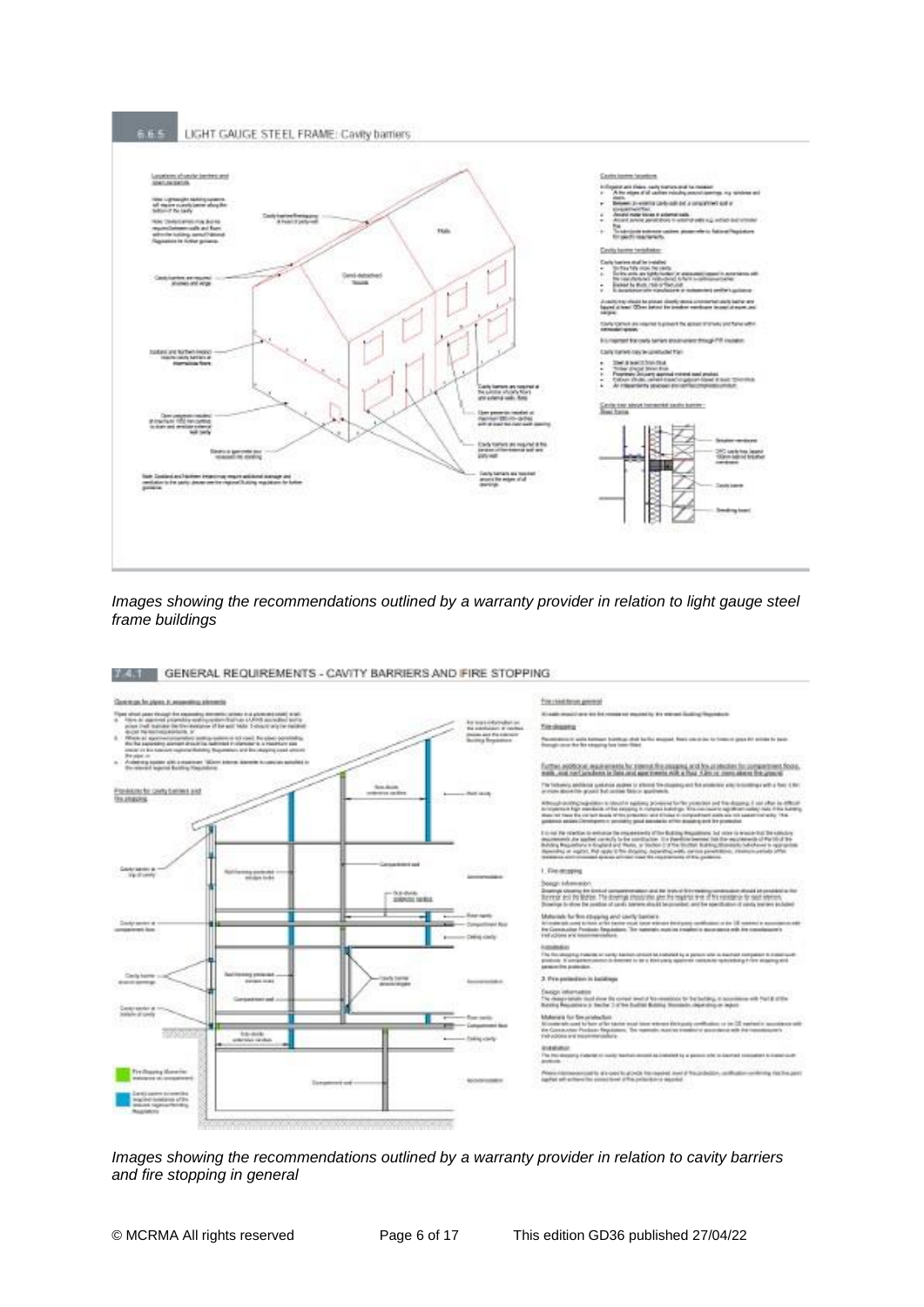*Images showing the recommendations outlined by a warranty provider in relation to light gauge steel frame buildings*

*Images showing the recommendations outlined by a warranty provider in relation to cavity barriers and fire stopping in general*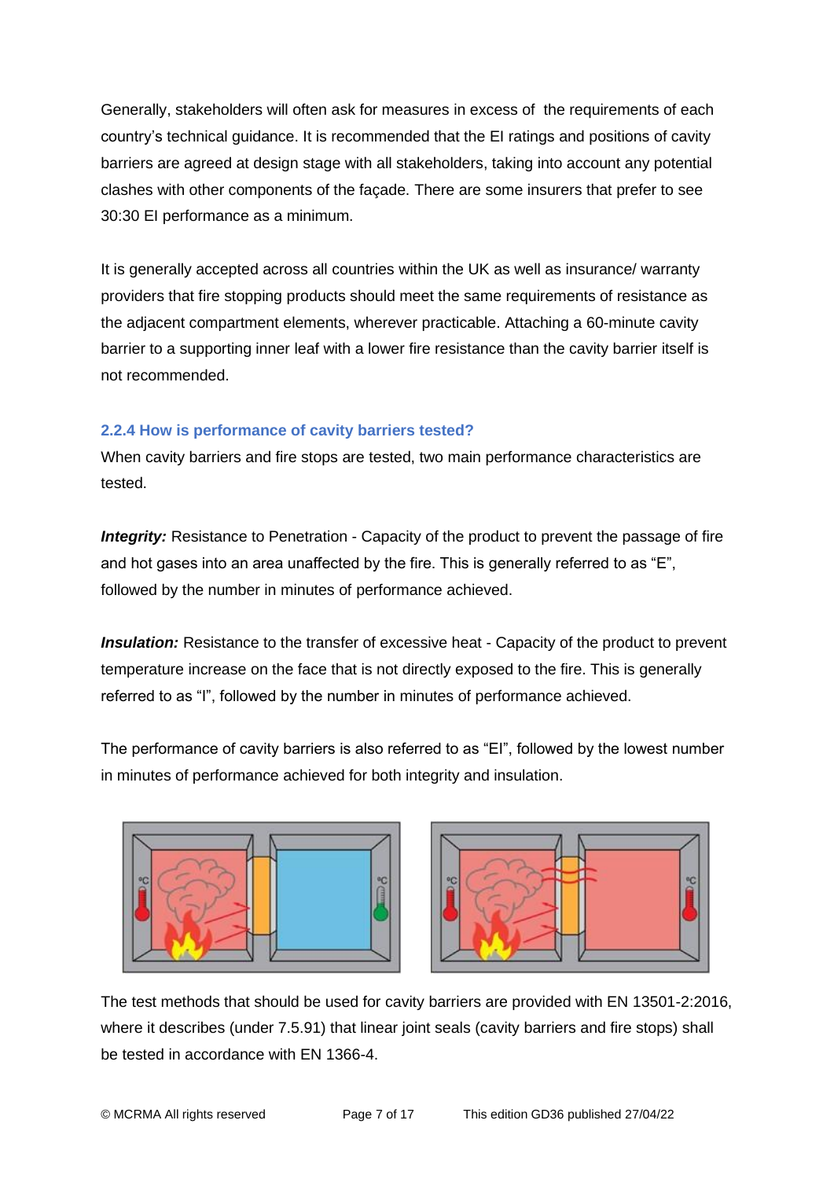Generally, stakeholders will often ask for measures in excess of the requirements of each country's technical guidance. It is recommended that the EI ratings and positions of cavity barriers are agreed at design stage with all stakeholders, taking into account any potential clashes with other components of the façade. There are some insurers that prefer to see 30:30 EI performance as a minimum.

It is generally accepted across all countries within the UK as well as insurance/ warranty providers that fire stopping products should meet the same requirements of resistance as the adjacent compartment elements, wherever practicable. Attaching a 60-minute cavity barrier to a supporting inner leaf with a lower fire resistance than the cavity barrier itself is not recommended.

### 2.2.4 How is performance of cavity barriers tested?

When cavity barriers and fire stops are tested, two main performance characteristics are tested.

***Integrity:*** Resistance to Penetration - Capacity of the product to prevent the passage of fire and hot gases into an area unaffected by the fire. This is generally referred to as "E", followed by the number in minutes of performance achieved.

***Insulation:*** Resistance to the transfer of excessive heat - Capacity of the product to prevent temperature increase on the face that is not directly exposed to the fire. This is generally referred to as "I", followed by the number in minutes of performance achieved.

The performance of cavity barriers is also referred to as "EI", followed by the lowest number in minutes of performance achieved for both integrity and insulation.

The test methods that should be used for cavity barriers are provided with EN 13501-2:2016, where it describes (under 7.5.91) that linear joint seals (cavity barriers and fire stops) shall be tested in accordance with EN 1366-4.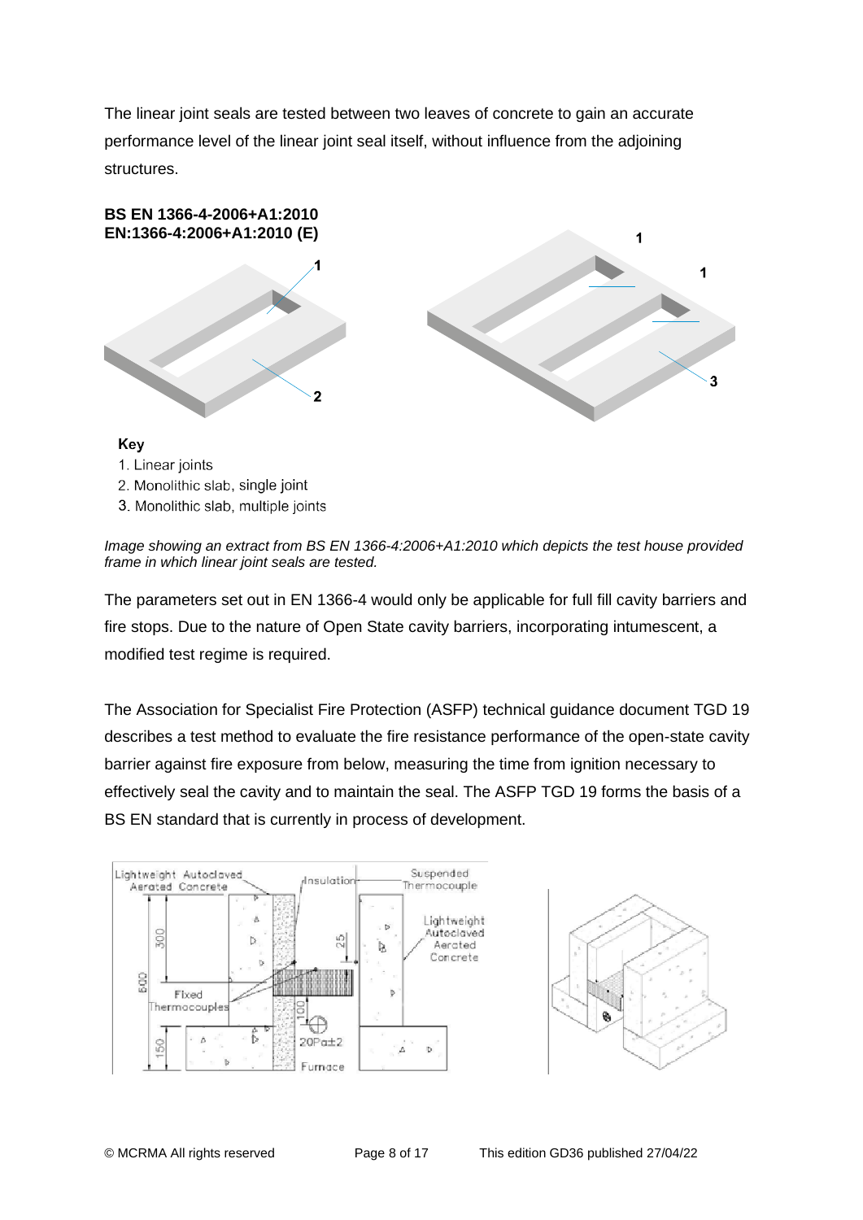The linear joint seals are tested between two leaves of concrete to gain an accurate performance level of the linear joint seal itself, without influence from the adjoining structures.

**BS EN 1366-4-2006+A1:2010**
**EN:1366-4:2006+A1:2010 (E)**

**Key**

1. Linear joints
2. Monolithic slab, single joint
3. Monolithic slab, multiple joints

*Image showing an extract from BS EN 1366-4:2006+A1:2010 which depicts the test house provided frame in which linear joint seals are tested.*

The parameters set out in EN 1366-4 would only be applicable for full fill cavity barriers and fire stops. Due to the nature of Open State cavity barriers, incorporating intumescent, a modified test regime is required.

The Association for Specialist Fire Protection (ASFP) technical guidance document TGD 19 describes a test method to evaluate the fire resistance performance of the open-state cavity barrier against fire exposure from below, measuring the time from ignition necessary to effectively seal the cavity and to maintain the seal. The ASFP TGD 19 forms the basis of a BS EN standard that is currently in process of development.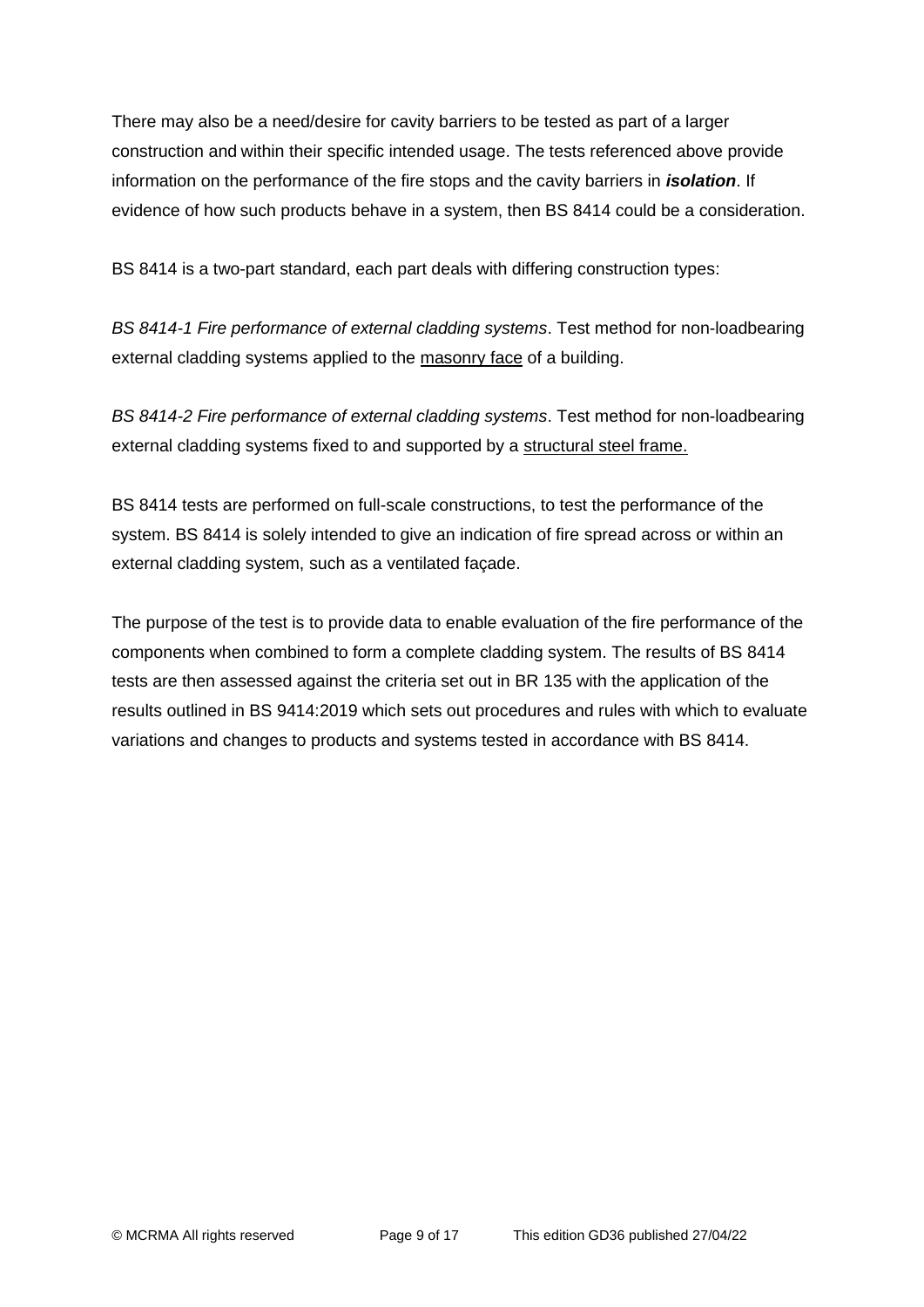There may also be a need/desire for cavity barriers to be tested as part of a larger construction and within their specific intended usage. The tests referenced above provide information on the performance of the fire stops and the cavity barriers in ***isolation***. If evidence of how such products behave in a system, then BS 8414 could be a consideration.

BS 8414 is a two-part standard, each part deals with differing construction types:

*BS 8414-1 Fire performance of external cladding systems*. Test method for non-loadbearing external cladding systems applied to the <u>masonry face</u> of a building.

*BS 8414-2 Fire performance of external cladding systems*. Test method for non-loadbearing external cladding systems fixed to and supported by a <u>structural steel frame.</u>

BS 8414 tests are performed on full-scale constructions, to test the performance of the system. BS 8414 is solely intended to give an indication of fire spread across or within an external cladding system, such as a ventilated façade.

The purpose of the test is to provide data to enable evaluation of the fire performance of the components when combined to form a complete cladding system. The results of BS 8414 tests are then assessed against the criteria set out in BR 135 with the application of the results outlined in BS 9414:2019 which sets out procedures and rules with which to evaluate variations and changes to products and systems tested in accordance with BS 8414.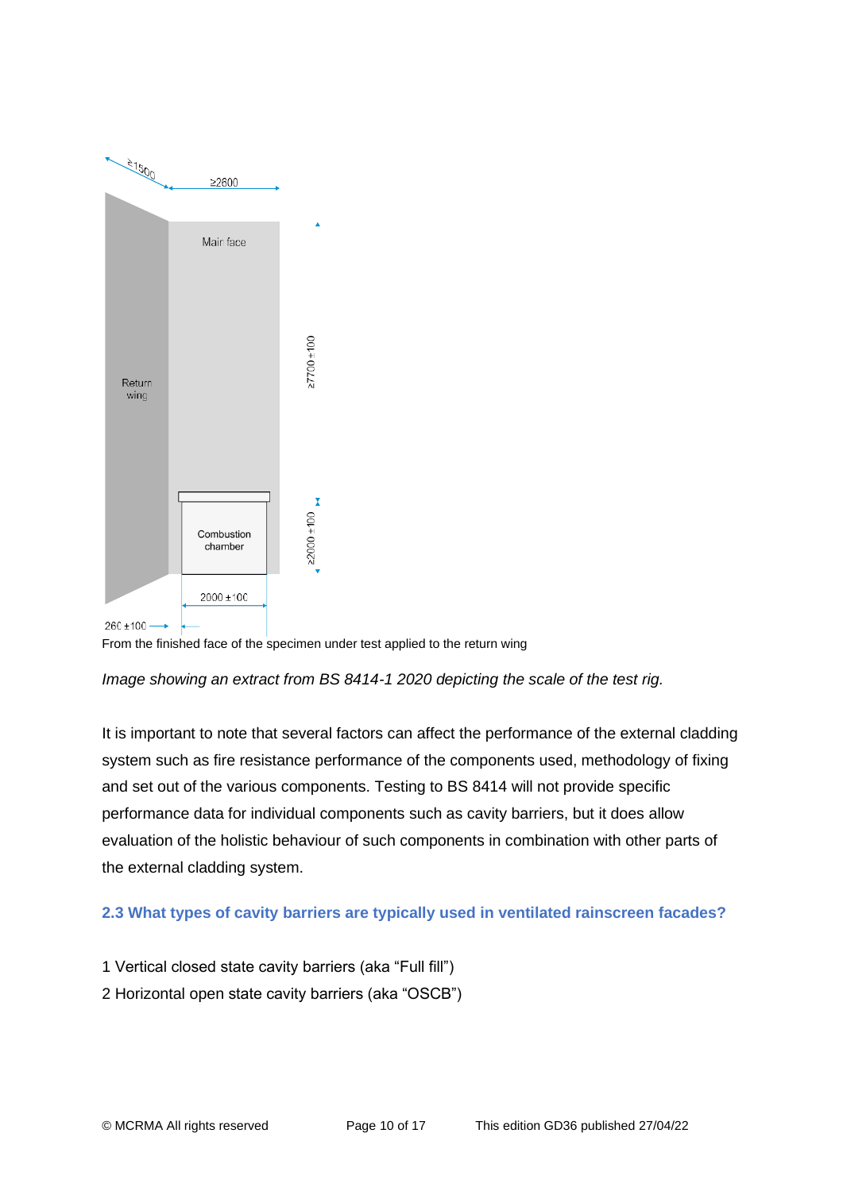≥1500

≥2600

Main face

Return wing

≥7700 ±100

Combustion chamber

≥2000 ±100

2000 ±100

260 ±100

From the finished face of the specimen under test applied to the return wing

*Image showing an extract from BS 8414-1 2020 depicting the scale of the test rig.*

It is important to note that several factors can affect the performance of the external cladding system such as fire resistance performance of the components used, methodology of fixing and set out of the various components. Testing to BS 8414 will not provide specific performance data for individual components such as cavity barriers, but it does allow evaluation of the holistic behaviour of such components in combination with other parts of the external cladding system.

### 2.3 What types of cavity barriers are typically used in ventilated rainscreen facades?

1 Vertical closed state cavity barriers (aka “Full fill”)
2 Horizontal open state cavity barriers (aka “OSCB”)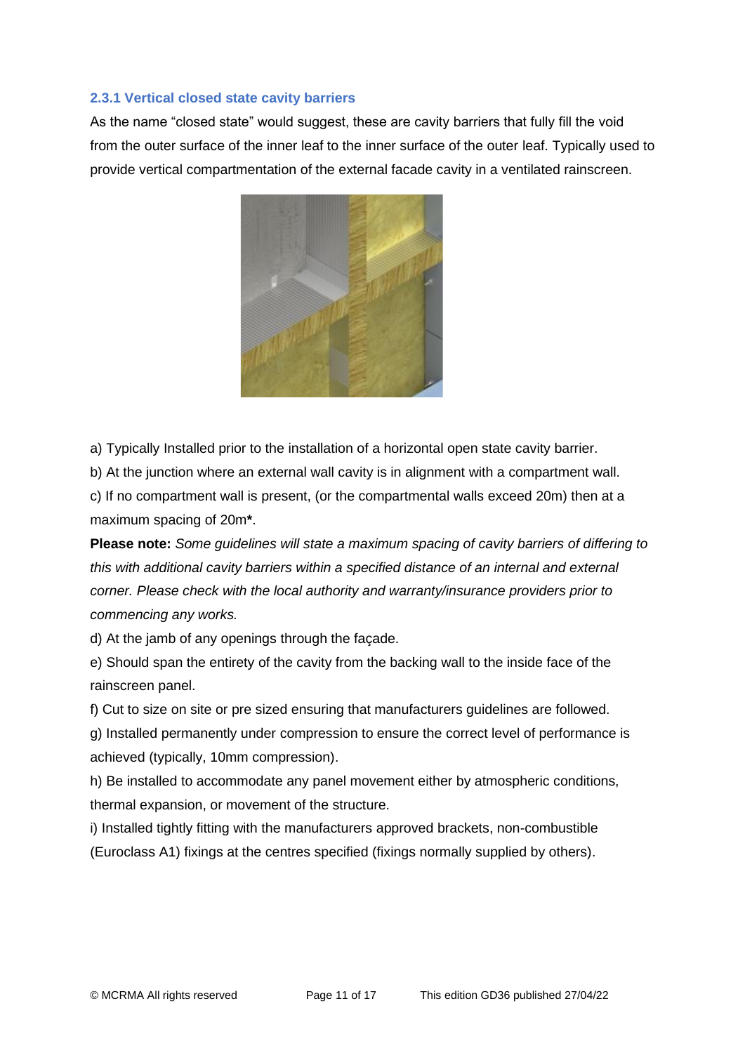### 2.3.1 Vertical closed state cavity barriers

As the name "closed state" would suggest, these are cavity barriers that fully fill the void from the outer surface of the inner leaf to the inner surface of the outer leaf. Typically used to provide vertical compartmentation of the external facade cavity in a ventilated rainscreen.

a) Typically Installed prior to the installation of a horizontal open state cavity barrier.

b) At the junction where an external wall cavity is in alignment with a compartment wall.

c) If no compartment wall is present, (or the compartmental walls exceed 20m) then at a maximum spacing of 20m**\***.

**Please note:** *Some guidelines will state a maximum spacing of cavity barriers of differing to this with additional cavity barriers within a specified distance of an internal and external corner. Please check with the local authority and warranty/insurance providers prior to commencing any works.*

d) At the jamb of any openings through the façade.

e) Should span the entirety of the cavity from the backing wall to the inside face of the rainscreen panel.

f) Cut to size on site or pre sized ensuring that manufacturers guidelines are followed.

g) Installed permanently under compression to ensure the correct level of performance is achieved (typically, 10mm compression).

h) Be installed to accommodate any panel movement either by atmospheric conditions, thermal expansion, or movement of the structure.

i) Installed tightly fitting with the manufacturers approved brackets, non-combustible (Euroclass A1) fixings at the centres specified (fixings normally supplied by others).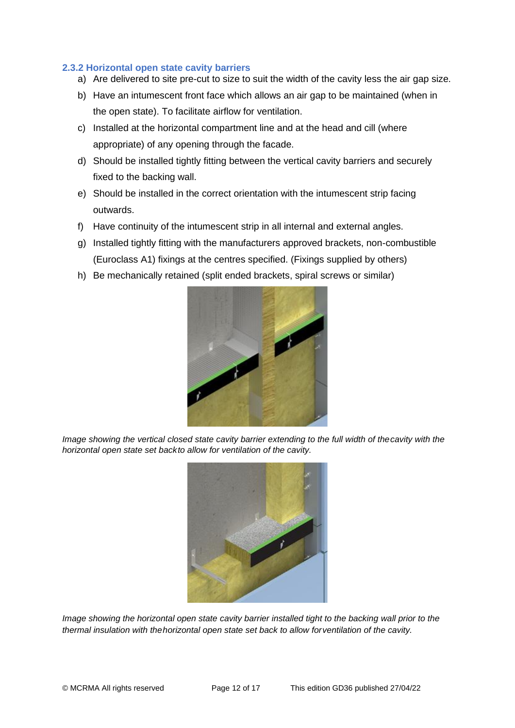### 2.3.2 Horizontal open state cavity barriers

a) Are delivered to site pre-cut to size to suit the width of the cavity less the air gap size.
b) Have an intumescent front face which allows an air gap to be maintained (when in the open state). To facilitate airflow for ventilation.
c) Installed at the horizontal compartment line and at the head and cill (where appropriate) of any opening through the facade.
d) Should be installed tightly fitting between the vertical cavity barriers and securely fixed to the backing wall.
e) Should be installed in the correct orientation with the intumescent strip facing outwards.
f) Have continuity of the intumescent strip in all internal and external angles.
g) Installed tightly fitting with the manufacturers approved brackets, non-combustible (Euroclass A1) fixings at the centres specified. (Fixings supplied by others)
h) Be mechanically retained (split ended brackets, spiral screws or similar)

*Image showing the vertical closed state cavity barrier extending to the full width of the cavity with the horizontal open state set back to allow for ventilation of the cavity.*

*Image showing the horizontal open state cavity barrier installed tight to the backing wall prior to the thermal insulation with the horizontal open state set back to allow for ventilation of the cavity.*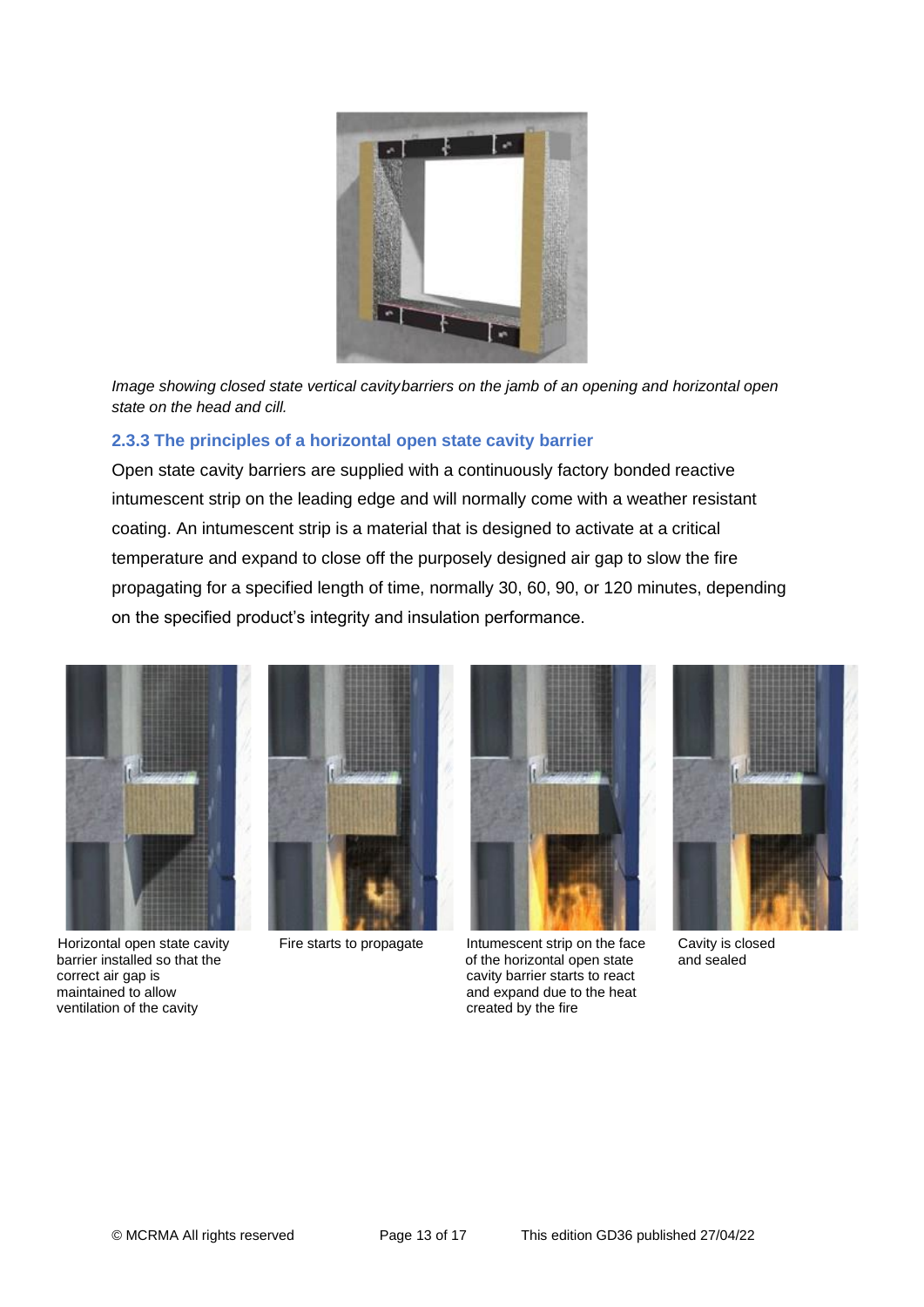*Image showing closed state vertical cavity barriers on the jamb of an opening and horizontal open state on the head and cill.*

### 2.3.3 The principles of a horizontal open state cavity barrier

Open state cavity barriers are supplied with a continuously factory bonded reactive intumescent strip on the leading edge and will normally come with a weather resistant coating. An intumescent strip is a material that is designed to activate at a critical temperature and expand to close off the purposely designed air gap to slow the fire propagating for a specified length of time, normally 30, 60, 90, or 120 minutes, depending on the specified product's integrity and insulation performance.

Horizontal open state cavity barrier installed so that the correct air gap is maintained to allow ventilation of the cavity

Fire starts to propagate

Intumescent strip on the face of the horizontal open state cavity barrier starts to react and expand due to the heat created by the fire

Cavity is closed and sealed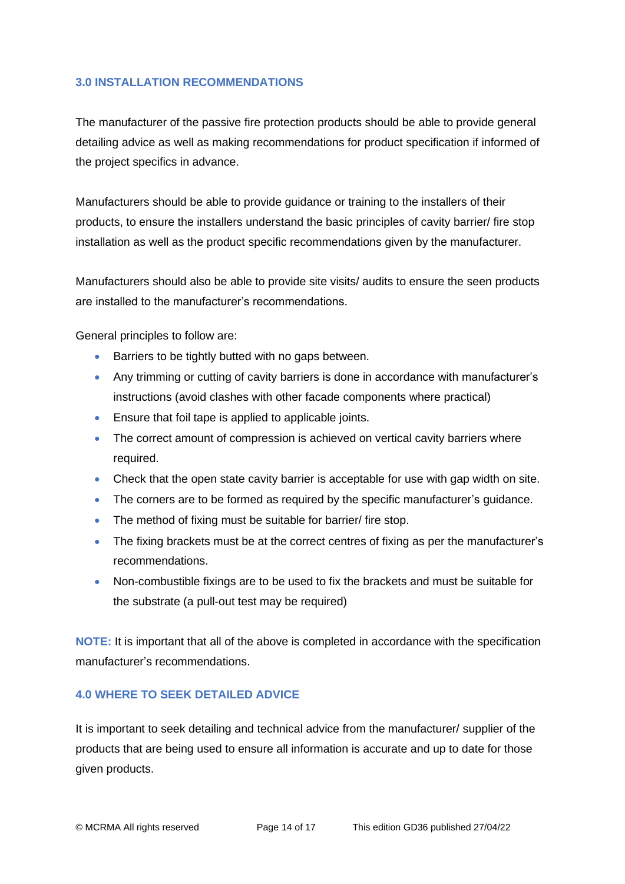## 3.0 INSTALLATION RECOMMENDATIONS

The manufacturer of the passive fire protection products should be able to provide general detailing advice as well as making recommendations for product specification if informed of the project specifics in advance.

Manufacturers should be able to provide guidance or training to the installers of their products, to ensure the installers understand the basic principles of cavity barrier/ fire stop installation as well as the product specific recommendations given by the manufacturer.

Manufacturers should also be able to provide site visits/ audits to ensure the seen products are installed to the manufacturer's recommendations.

General principles to follow are:

- Barriers to be tightly butted with no gaps between.
- Any trimming or cutting of cavity barriers is done in accordance with manufacturer's instructions (avoid clashes with other facade components where practical)
- Ensure that foil tape is applied to applicable joints.
- The correct amount of compression is achieved on vertical cavity barriers where required.
- Check that the open state cavity barrier is acceptable for use with gap width on site.
- The corners are to be formed as required by the specific manufacturer's guidance.
- The method of fixing must be suitable for barrier/ fire stop.
- The fixing brackets must be at the correct centres of fixing as per the manufacturer's recommendations.
- Non-combustible fixings are to be used to fix the brackets and must be suitable for the substrate (a pull-out test may be required)

**NOTE:** It is important that all of the above is completed in accordance with the specification manufacturer's recommendations.

## 4.0 WHERE TO SEEK DETAILED ADVICE

It is important to seek detailing and technical advice from the manufacturer/ supplier of the products that are being used to ensure all information is accurate and up to date for those given products.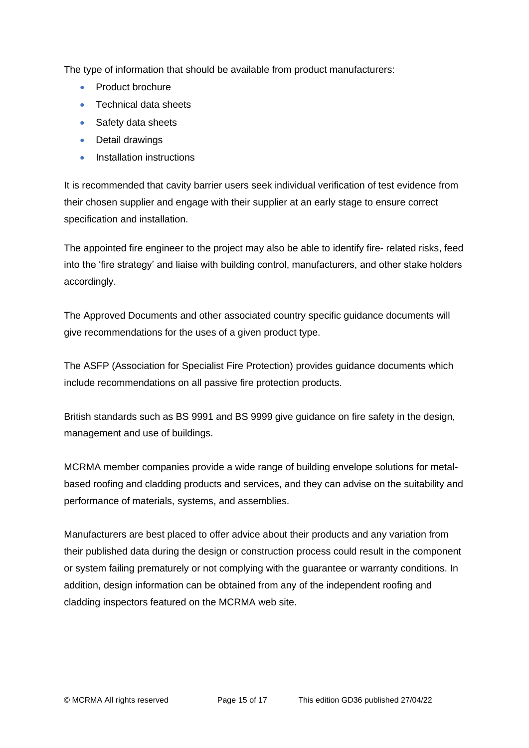The type of information that should be available from product manufacturers:

- Product brochure
- Technical data sheets
- Safety data sheets
- Detail drawings
- Installation instructions

It is recommended that cavity barrier users seek individual verification of test evidence from their chosen supplier and engage with their supplier at an early stage to ensure correct specification and installation.

The appointed fire engineer to the project may also be able to identify fire- related risks, feed into the 'fire strategy' and liaise with building control, manufacturers, and other stake holders accordingly.

The Approved Documents and other associated country specific guidance documents will give recommendations for the uses of a given product type.

The ASFP (Association for Specialist Fire Protection) provides guidance documents which include recommendations on all passive fire protection products.

British standards such as BS 9991 and BS 9999 give guidance on fire safety in the design, management and use of buildings.

MCRMA member companies provide a wide range of building envelope solutions for metal-based roofing and cladding products and services, and they can advise on the suitability and performance of materials, systems, and assemblies.

Manufacturers are best placed to offer advice about their products and any variation from their published data during the design or construction process could result in the component or system failing prematurely or not complying with the guarantee or warranty conditions. In addition, design information can be obtained from any of the independent roofing and cladding inspectors featured on the MCRMA web site.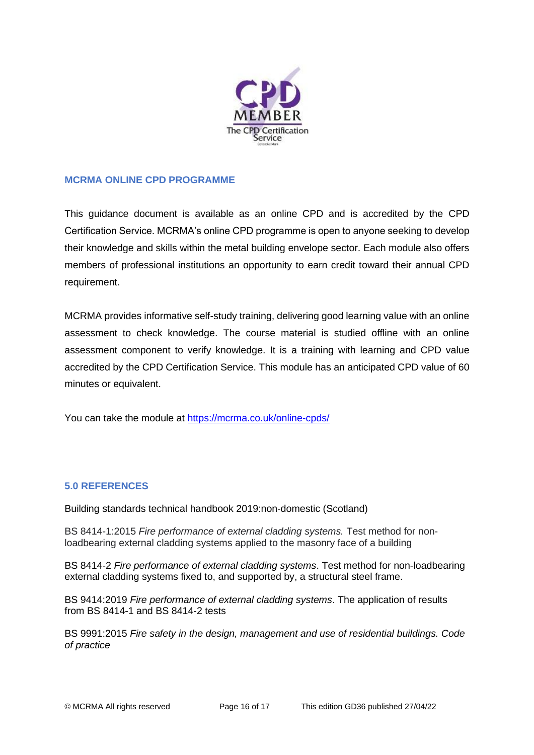## MCRMA ONLINE CPD PROGRAMME

This guidance document is available as an online CPD and is accredited by the CPD Certification Service. MCRMA's online CPD programme is open to anyone seeking to develop their knowledge and skills within the metal building envelope sector. Each module also offers members of professional institutions an opportunity to earn credit toward their annual CPD requirement.

MCRMA provides informative self-study training, delivering good learning value with an online assessment to check knowledge. The course material is studied offline with an online assessment component to verify knowledge. It is a training with learning and CPD value accredited by the CPD Certification Service. This module has an anticipated CPD value of 60 minutes or equivalent.

You can take the module at https://mcrma.co.uk/online-cpds/

## 5.0 REFERENCES

Building standards technical handbook 2019:non-domestic (Scotland)

BS 8414-1:2015 *Fire performance of external cladding systems.* Test method for non-loadbearing external cladding systems applied to the masonry face of a building

BS 8414-2 *Fire performance of external cladding systems*. Test method for non-loadbearing external cladding systems fixed to, and supported by, a structural steel frame.

BS 9414:2019 *Fire performance of external cladding systems*. The application of results from BS 8414-1 and BS 8414-2 tests

BS 9991:2015 *Fire safety in the design, management and use of residential buildings. Code of practice*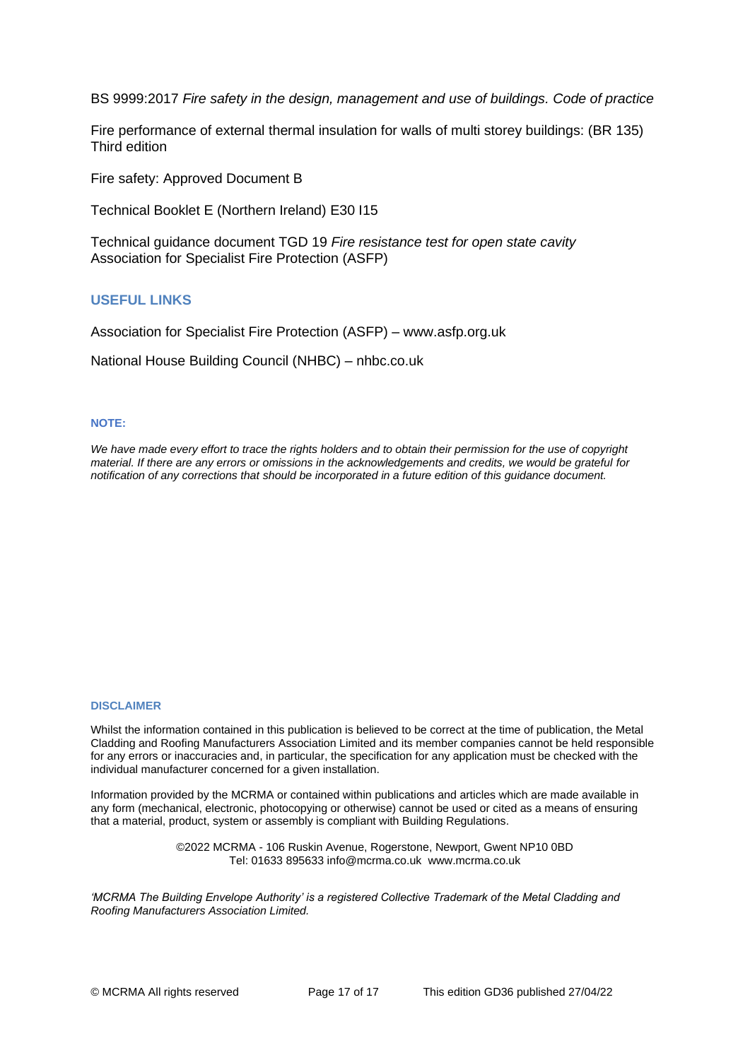BS 9999:2017 *Fire safety in the design, management and use of buildings. Code of practice*

Fire performance of external thermal insulation for walls of multi storey buildings: (BR 135) Third edition

Fire safety: Approved Document B

Technical Booklet E (Northern Ireland) E30 I15

Technical guidance document TGD 19 *Fire resistance test for open state cavity*
Association for Specialist Fire Protection (ASFP)

## USEFUL LINKS

Association for Specialist Fire Protection (ASFP) – www.asfp.org.uk

National House Building Council (NHBC) – nhbc.co.uk

#### NOTE:

*We have made every effort to trace the rights holders and to obtain their permission for the use of copyright material. If there are any errors or omissions in the acknowledgements and credits, we would be grateful for notification of any corrections that should be incorporated in a future edition of this guidance document.*

#### DISCLAIMER

Whilst the information contained in this publication is believed to be correct at the time of publication, the Metal Cladding and Roofing Manufacturers Association Limited and its member companies cannot be held responsible for any errors or inaccuracies and, in particular, the specification for any application must be checked with the individual manufacturer concerned for a given installation.

Information provided by the MCRMA or contained within publications and articles which are made available in any form (mechanical, electronic, photocopying or otherwise) cannot be used or cited as a means of ensuring that a material, product, system or assembly is compliant with Building Regulations.

©2022 MCRMA - 106 Ruskin Avenue, Rogerstone, Newport, Gwent NP10 0BD
Tel: 01633 895633 info@mcrma.co.uk www.mcrma.co.uk

*'MCRMA The Building Envelope Authority' is a registered Collective Trademark of the Metal Cladding and Roofing Manufacturers Association Limited.*